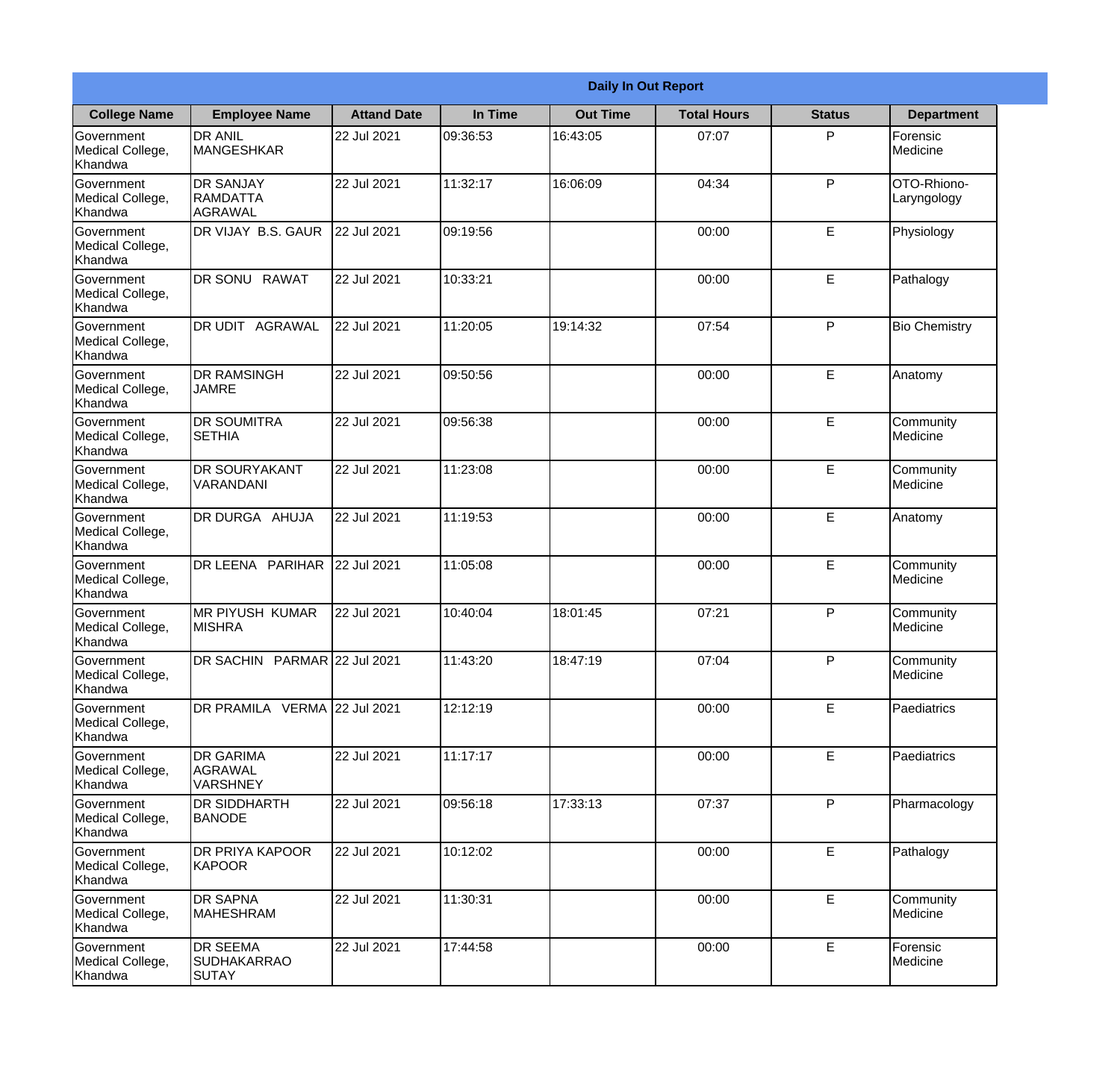| Daily In Out Report | | | | | | | |
|---|---|---|---|---|---|---|---|
| **College Name** | **Employee Name** | **Attand Date** | **In Time** | **Out Time** | **Total Hours** | **Status** | **Department** |
| Government Medical College, Khandwa | DR ANIL MANGESHKAR | 22 Jul 2021 | 09:36:53 | 16:43:05 | 07:07 | P | Forensic Medicine |
| Government Medical College, Khandwa | DR SANJAY RAMDATTA AGRAWAL | 22 Jul 2021 | 11:32:17 | 16:06:09 | 04:34 | P | OTO-Rhiono-Laryngology |
| Government Medical College, Khandwa | DR VIJAY B.S. GAUR | 22 Jul 2021 | 09:19:56 | | 00:00 | E | Physiology |
| Government Medical College, Khandwa | DR SONU RAWAT | 22 Jul 2021 | 10:33:21 | | 00:00 | E | Pathalogy |
| Government Medical College, Khandwa | DR UDIT AGRAWAL | 22 Jul 2021 | 11:20:05 | 19:14:32 | 07:54 | P | Bio Chemistry |
| Government Medical College, Khandwa | DR RAMSINGH JAMRE | 22 Jul 2021 | 09:50:56 | | 00:00 | E | Anatomy |
| Government Medical College, Khandwa | DR SOUMITRA SETHIA | 22 Jul 2021 | 09:56:38 | | 00:00 | E | Community Medicine |
| Government Medical College, Khandwa | DR SOURYAKANT VARANDANI | 22 Jul 2021 | 11:23:08 | | 00:00 | E | Community Medicine |
| Government Medical College, Khandwa | DR DURGA AHUJA | 22 Jul 2021 | 11:19:53 | | 00:00 | E | Anatomy |
| Government Medical College, Khandwa | DR LEENA PARIHAR | 22 Jul 2021 | 11:05:08 | | 00:00 | E | Community Medicine |
| Government Medical College, Khandwa | MR PIYUSH KUMAR MISHRA | 22 Jul 2021 | 10:40:04 | 18:01:45 | 07:21 | P | Community Medicine |
| Government Medical College, Khandwa | DR SACHIN PARMAR | 22 Jul 2021 | 11:43:20 | 18:47:19 | 07:04 | P | Community Medicine |
| Government Medical College, Khandwa | DR PRAMILA VERMA | 22 Jul 2021 | 12:12:19 | | 00:00 | E | Paediatrics |
| Government Medical College, Khandwa | DR GARIMA AGRAWAL VARSHNEY | 22 Jul 2021 | 11:17:17 | | 00:00 | E | Paediatrics |
| Government Medical College, Khandwa | DR SIDDHARTH BANODE | 22 Jul 2021 | 09:56:18 | 17:33:13 | 07:37 | P | Pharmacology |
| Government Medical College, Khandwa | DR PRIYA KAPOOR KAPOOR | 22 Jul 2021 | 10:12:02 | | 00:00 | E | Pathalogy |
| Government Medical College, Khandwa | DR SAPNA MAHESHRAM | 22 Jul 2021 | 11:30:31 | | 00:00 | E | Community Medicine |
| Government Medical College, Khandwa | DR SEEMA SUDHAKARRAO SUTAY | 22 Jul 2021 | 17:44:58 | | 00:00 | E | Forensic Medicine |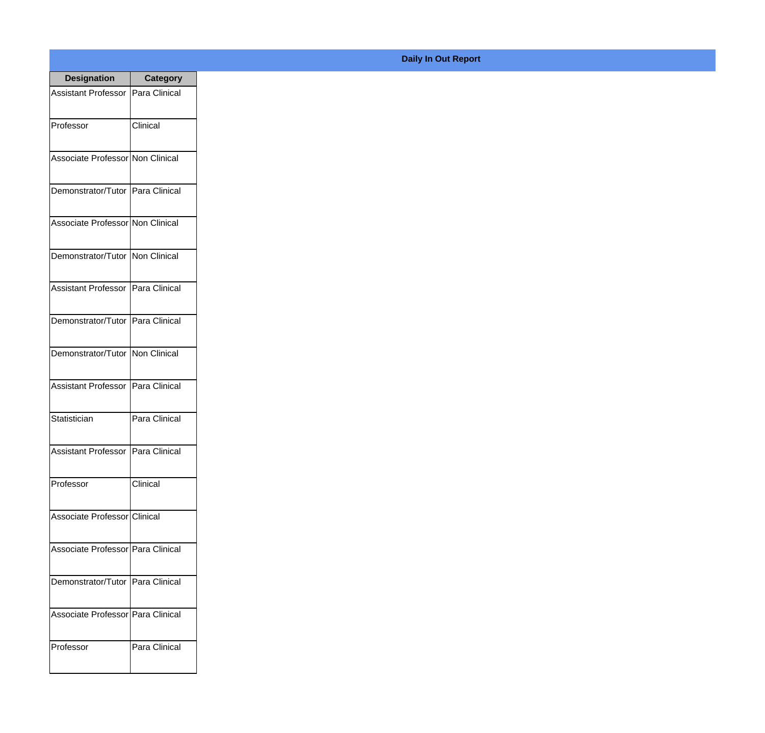**Daily In Out Report**

| Designation | Category |
|---|---|
| Assistant Professor | Para Clinical |
| Professor | Clinical |
| Associate Professor | Non Clinical |
| Demonstrator/Tutor | Para Clinical |
| Associate Professor | Non Clinical |
| Demonstrator/Tutor | Non Clinical |
| Assistant Professor | Para Clinical |
| Demonstrator/Tutor | Para Clinical |
| Demonstrator/Tutor | Non Clinical |
| Assistant Professor | Para Clinical |
| Statistician | Para Clinical |
| Assistant Professor | Para Clinical |
| Professor | Clinical |
| Associate Professor | Clinical |
| Associate Professor | Para Clinical |
| Demonstrator/Tutor | Para Clinical |
| Associate Professor | Para Clinical |
| Professor | Para Clinical |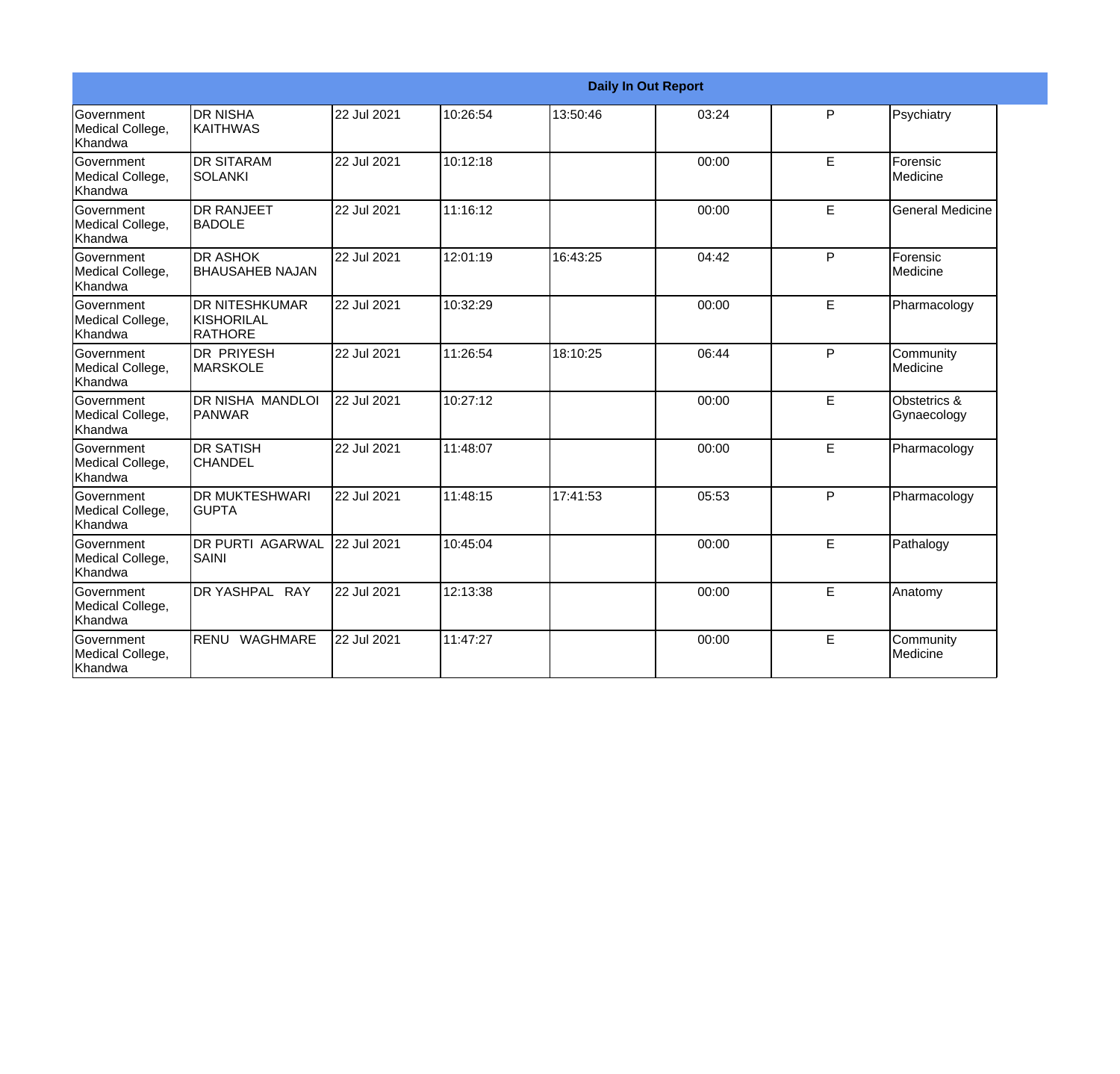| Daily In Out Report | | | | | | | |
|---|---|---|---|---|---|---|---|
| Government Medical College, Khandwa | DR NISHA KAITHWAS | 22 Jul 2021 | 10:26:54 | 13:50:46 | 03:24 | P | Psychiatry |
| Government Medical College, Khandwa | DR SITARAM SOLANKI | 22 Jul 2021 | 10:12:18 | | 00:00 | E | Forensic Medicine |
| Government Medical College, Khandwa | DR RANJEET BADOLE | 22 Jul 2021 | 11:16:12 | | 00:00 | E | General Medicine |
| Government Medical College, Khandwa | DR ASHOK BHAUSAHEB NAJAN | 22 Jul 2021 | 12:01:19 | 16:43:25 | 04:42 | P | Forensic Medicine |
| Government Medical College, Khandwa | DR NITESHKUMAR KISHORILAL RATHORE | 22 Jul 2021 | 10:32:29 | | 00:00 | E | Pharmacology |
| Government Medical College, Khandwa | DR PRIYESH MARSKOLE | 22 Jul 2021 | 11:26:54 | 18:10:25 | 06:44 | P | Community Medicine |
| Government Medical College, Khandwa | DR NISHA MANDLOI PANWAR | 22 Jul 2021 | 10:27:12 | | 00:00 | E | Obstetrics & Gynaecology |
| Government Medical College, Khandwa | DR SATISH CHANDEL | 22 Jul 2021 | 11:48:07 | | 00:00 | E | Pharmacology |
| Government Medical College, Khandwa | DR MUKTESHWARI GUPTA | 22 Jul 2021 | 11:48:15 | 17:41:53 | 05:53 | P | Pharmacology |
| Government Medical College, Khandwa | DR PURTI AGARWAL SAINI | 22 Jul 2021 | 10:45:04 | | 00:00 | E | Pathalogy |
| Government Medical College, Khandwa | DR YASHPAL RAY | 22 Jul 2021 | 12:13:38 | | 00:00 | E | Anatomy |
| Government Medical College, Khandwa | RENU WAGHMARE | 22 Jul 2021 | 11:47:27 | | 00:00 | E | Community Medicine |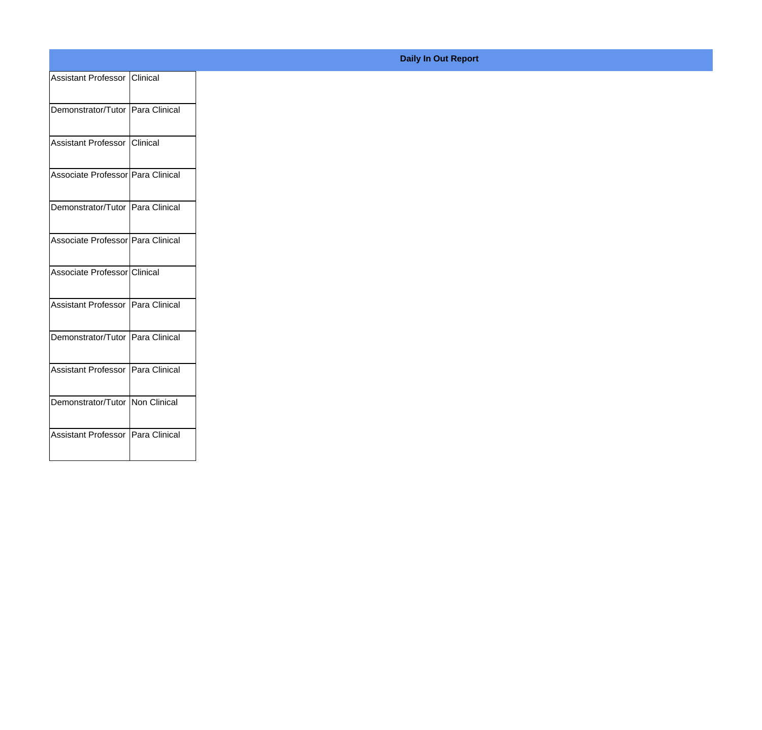**Daily In Out Report**

| | |
|---|---|
| Assistant Professor | Clinical |
| Demonstrator/Tutor | Para Clinical |
| Assistant Professor | Clinical |
| Associate Professor | Para Clinical |
| Demonstrator/Tutor | Para Clinical |
| Associate Professor | Para Clinical |
| Associate Professor | Clinical |
| Assistant Professor | Para Clinical |
| Demonstrator/Tutor | Para Clinical |
| Assistant Professor | Para Clinical |
| Demonstrator/Tutor | Non Clinical |
| Assistant Professor | Para Clinical |